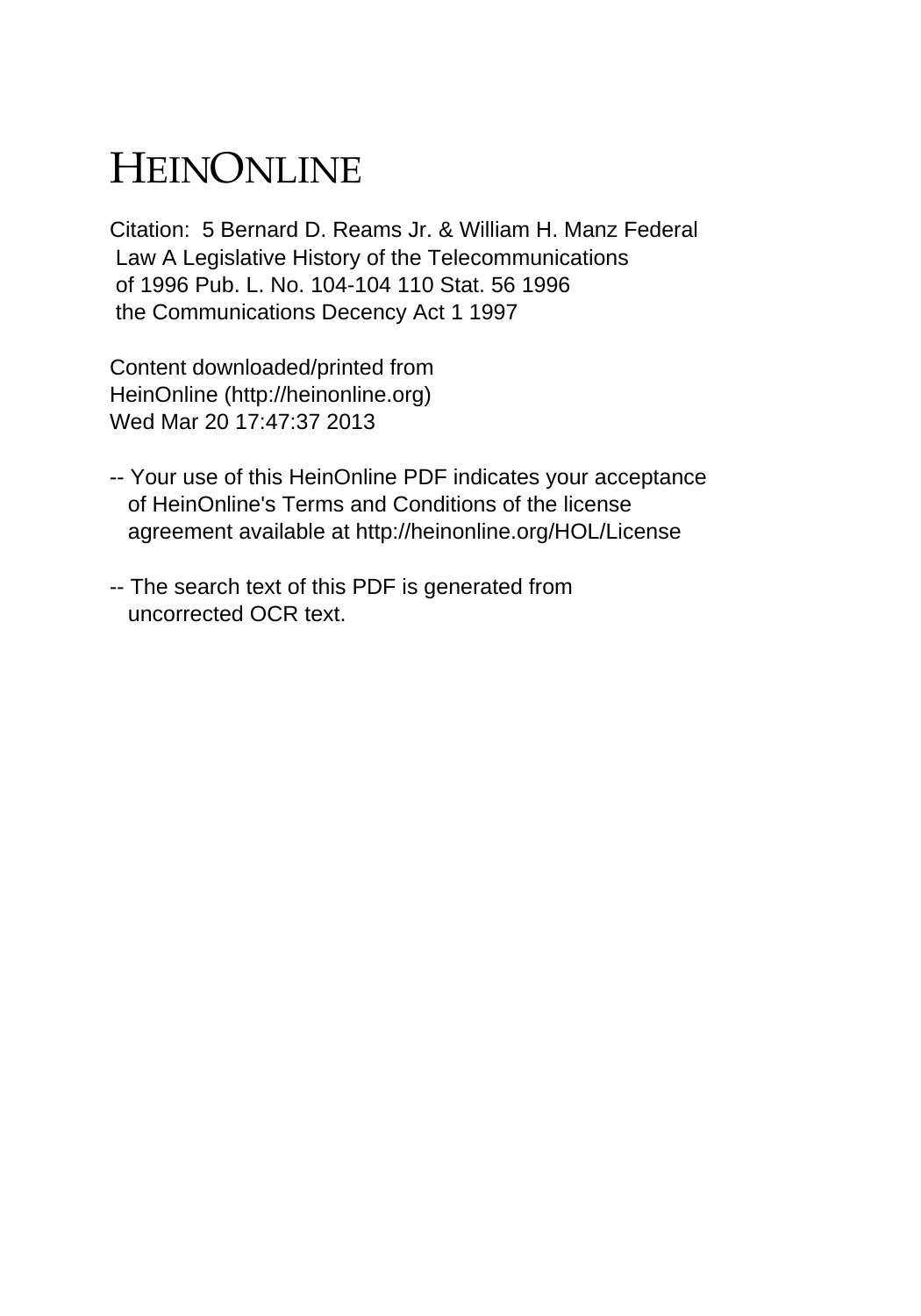# HEINONLINE

Citation: 5 Bernard D. Reams Jr. & William H. Manz Federal Law A Legislative History of the Telecommunications of 1996 Pub. L. No. 104-104 110 Stat. 56 1996 the Communications Decency Act 1 1997

Content downloaded/printed from HeinOnline (http://heinonline.org) Wed Mar 20 17:47:37 2013

- -- Your use of this HeinOnline PDF indicates your acceptance of HeinOnline's Terms and Conditions of the license agreement available at http://heinonline.org/HOL/License

- -- The search text of this PDF is generated from uncorrected OCR text.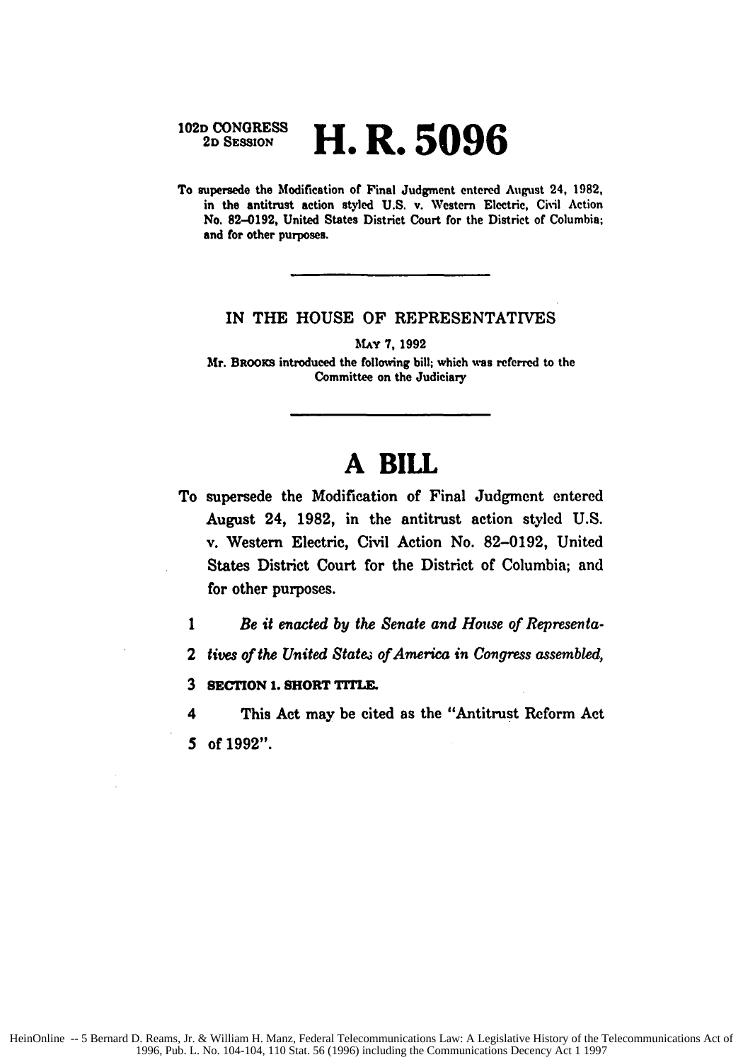102D CONGRESS
2D SESSION

# H. R. 5096

To supersede the Modification of Final Judgment entered August 24, 1982, in the antitrust action styled U.S. v. Western Electric, Civil Action No. 82–0192, United States District Court for the District of Columbia; and for other purposes.

---

IN THE HOUSE OF REPRESENTATIVES

MAY 7, 1992

Mr. BROOKS introduced the following bill; which was referred to the Committee on the Judiciary

---

# A BILL

To supersede the Modification of Final Judgment entered August 24, 1982, in the antitrust action styled U.S. v. Western Electric, Civil Action No. 82–0192, United States District Court for the District of Columbia; and for other purposes.

1 *Be it enacted by the Senate and House of Representa-*
2 *tives of the United States of America in Congress assembled,*

3 **SECTION 1. SHORT TITLE.**

4 This Act may be cited as the "Antitrust Reform Act
5 of 1992".

HeinOnline -- 5 Bernard D. Reams, Jr. & William H. Manz, Federal Telecommunications Law: A Legislative History of the Telecommunications Act of 1996, Pub. L. No. 104-104, 110 Stat. 56 (1996) including the Communications Decency Act 1 1997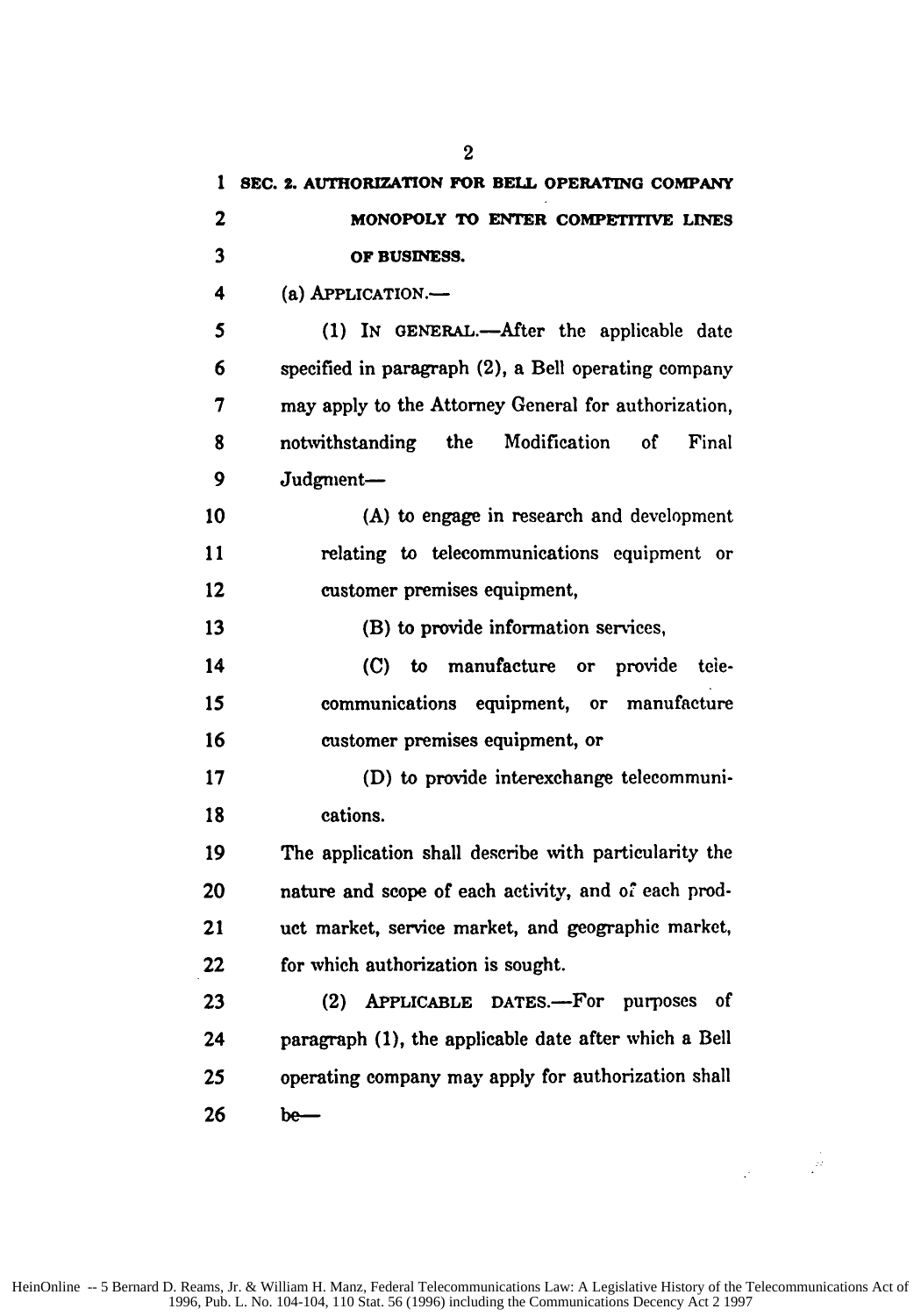**SEC. 2. AUTHORIZATION FOR BELL OPERATING COMPANY MONOPOLY TO ENTER COMPETITIVE LINES OF BUSINESS.**

(a) APPLICATION.—

(1) IN GENERAL.—After the applicable date specified in paragraph (2), a Bell operating company may apply to the Attorney General for authorization, notwithstanding the Modification of Final Judgment—

(A) to engage in research and development relating to telecommunications equipment or customer premises equipment,

(B) to provide information services,

(C) to manufacture or provide telecommunications equipment, or manufacture customer premises equipment, or

(D) to provide interexchange telecommunications.

The application shall describe with particularity the nature and scope of each activity, and of each product market, service market, and geographic market, for which authorization is sought.

(2) APPLICABLE DATES.—For purposes of paragraph (1), the applicable date after which a Bell operating company may apply for authorization shall be—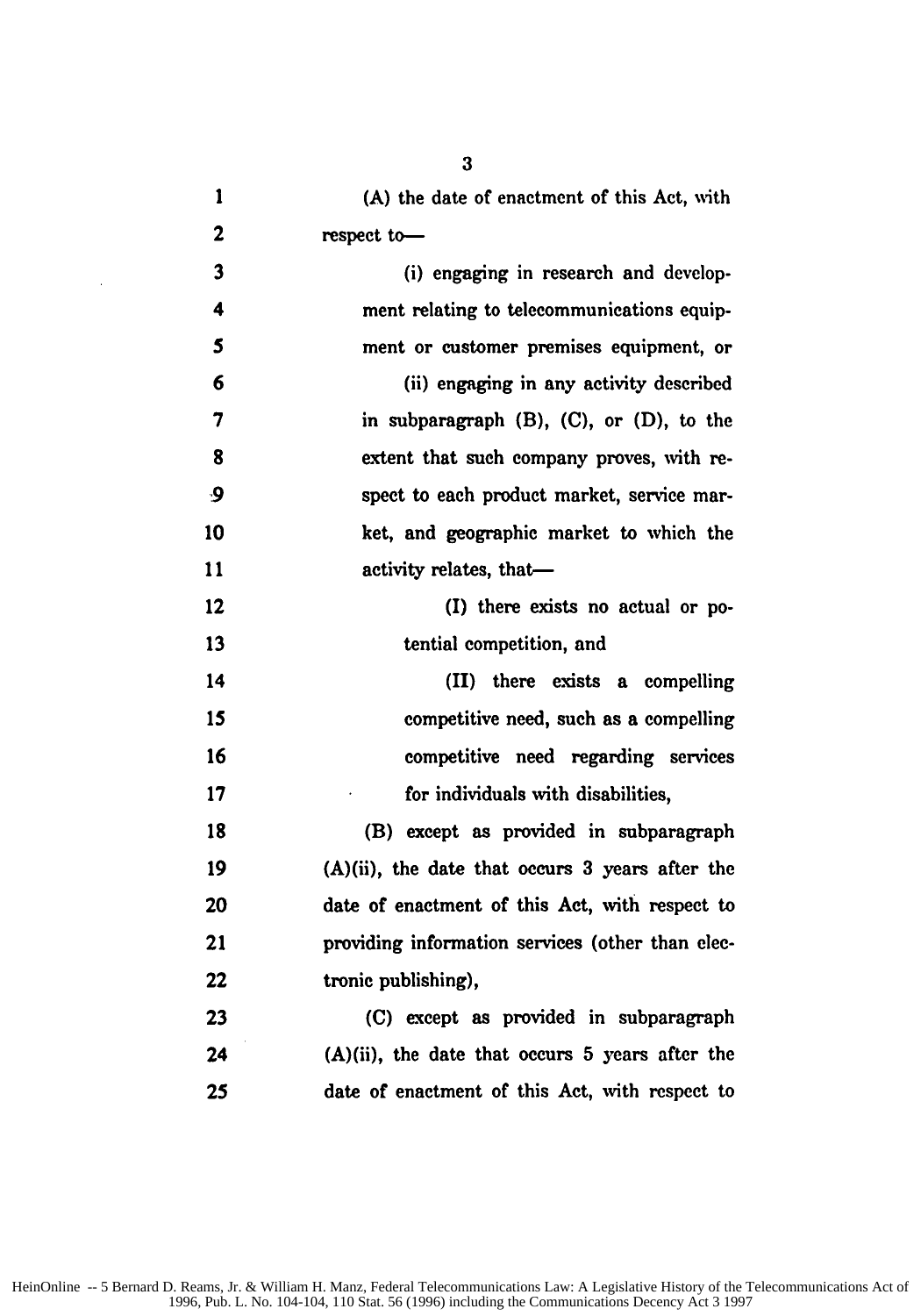(A) the date of enactment of this Act, with respect to—

(i) engaging in research and development relating to telecommunications equipment or customer premises equipment, or

(ii) engaging in any activity described in subparagraph (B), (C), or (D), to the extent that such company proves, with respect to each product market, service market, and geographic market to which the activity relates, that—

(I) there exists no actual or potential competition, and

(II) there exists a compelling competitive need, such as a compelling competitive need regarding services for individuals with disabilities,

(B) except as provided in subparagraph (A)(ii), the date that occurs 3 years after the date of enactment of this Act, with respect to providing information services (other than electronic publishing),

(C) except as provided in subparagraph (A)(ii), the date that occurs 5 years after the date of enactment of this Act, with respect to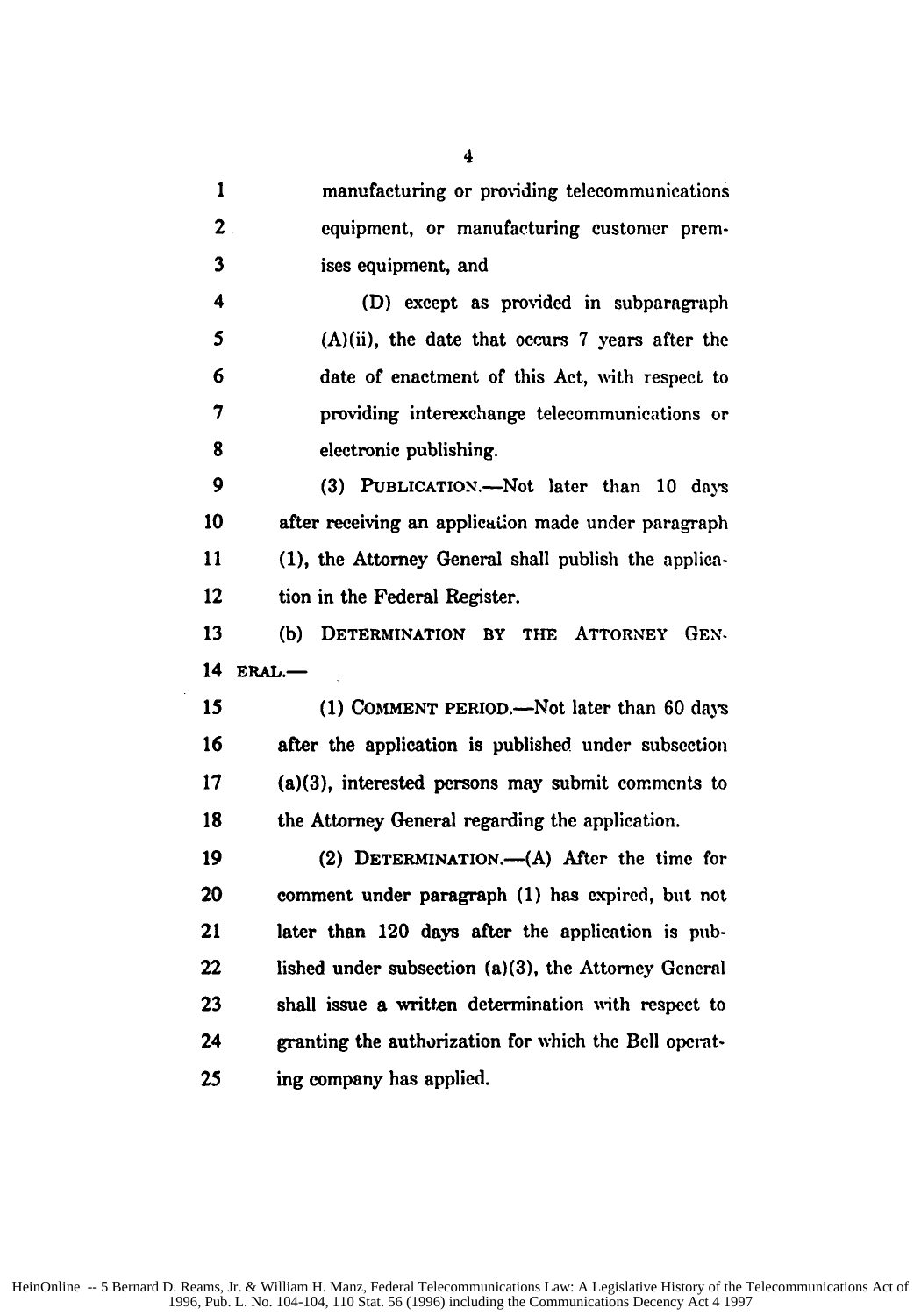manufacturing or providing telecommunications equipment, or manufacturing customer premises equipment, and

(D) except as provided in subparagraph (A)(ii), the date that occurs 7 years after the date of enactment of this Act, with respect to providing interexchange telecommunications or electronic publishing.

(3) PUBLICATION.—Not later than 10 days after receiving an application made under paragraph (1), the Attorney General shall publish the application in the Federal Register.

(b) DETERMINATION BY THE ATTORNEY GENERAL.—

(1) COMMENT PERIOD.—Not later than 60 days after the application is published under subsection (a)(3), interested persons may submit comments to the Attorney General regarding the application.

(2) DETERMINATION.—(A) After the time for comment under paragraph (1) has expired, but not later than 120 days after the application is published under subsection (a)(3), the Attorney General shall issue a written determination with respect to granting the authorization for which the Bell operating company has applied.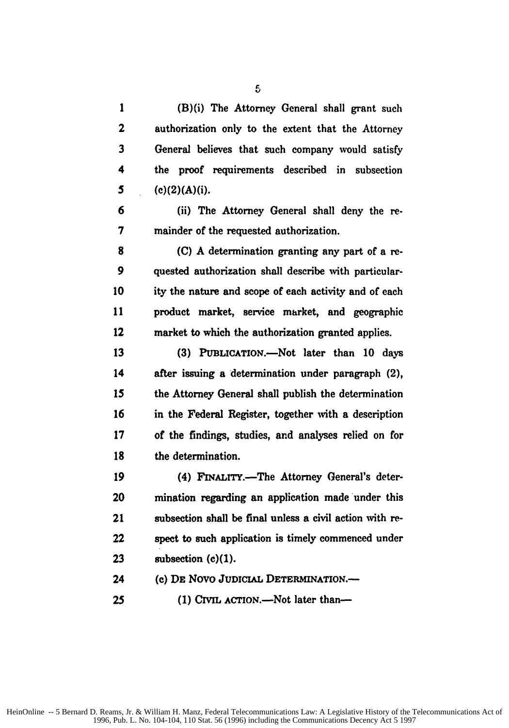(B)(i) The Attorney General shall grant such authorization only to the extent that the Attorney General believes that such company would satisfy the proof requirements described in subsection (c)(2)(A)(i).

(ii) The Attorney General shall deny the remainder of the requested authorization.

(C) A determination granting any part of a requested authorization shall describe with particularity the nature and scope of each activity and of each product market, service market, and geographic market to which the authorization granted applies.

(3) PUBLICATION.—Not later than 10 days after issuing a determination under paragraph (2), the Attorney General shall publish the determination in the Federal Register, together with a description of the findings, studies, and analyses relied on for the determination.

(4) FINALITY.—The Attorney General's determination regarding an application made under this subsection shall be final unless a civil action with respect to such application is timely commenced under subsection (c)(1).

(c) DE NOVO JUDICIAL DETERMINATION.—

(1) CIVIL ACTION.—Not later than—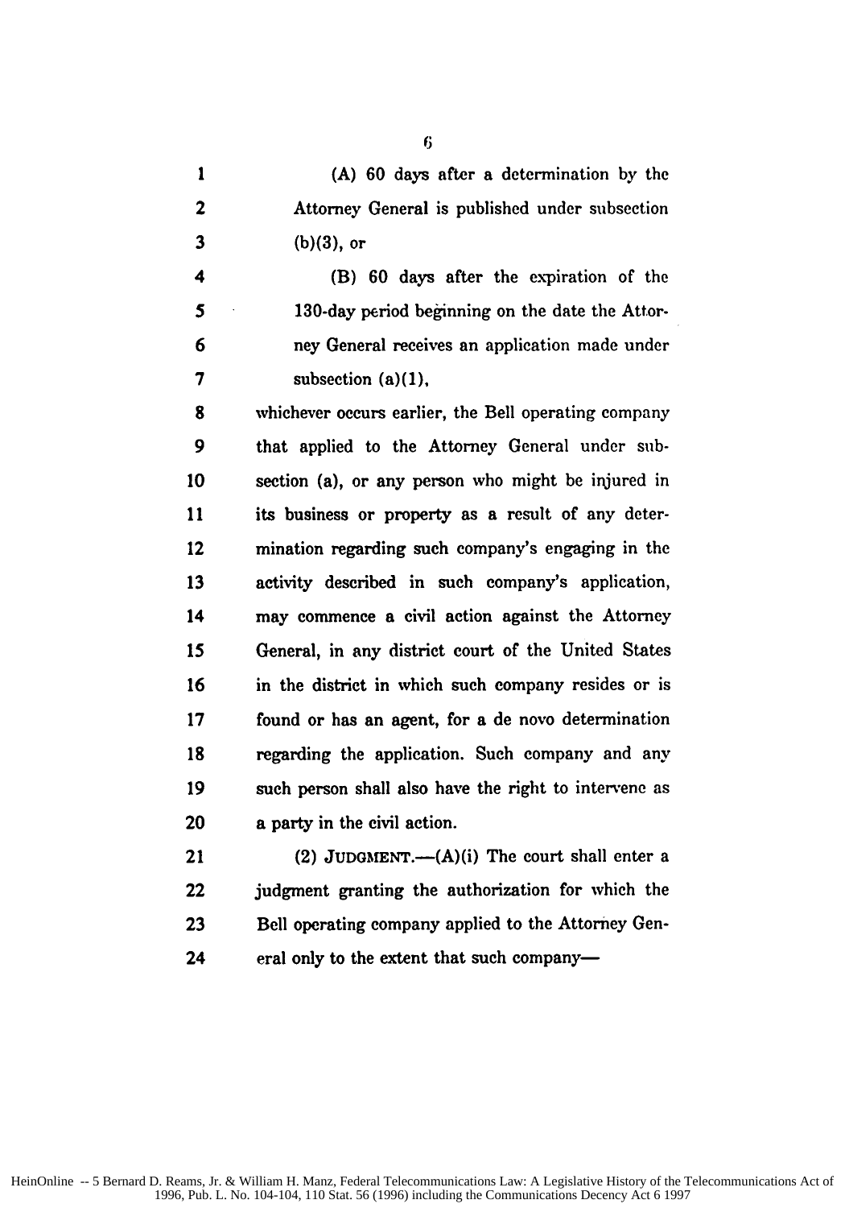(A) 60 days after a determination by the Attorney General is published under subsection (b)(3), or

(B) 60 days after the expiration of the 130-day period beginning on the date the Attorney General receives an application made under subsection (a)(1),

whichever occurs earlier, the Bell operating company that applied to the Attorney General under subsection (a), or any person who might be injured in its business or property as a result of any determination regarding such company's engaging in the activity described in such company's application, may commence a civil action against the Attorney General, in any district court of the United States in the district in which such company resides or is found or has an agent, for a de novo determination regarding the application. Such company and any such person shall also have the right to intervene as a party in the civil action.

(2) JUDGMENT.—(A)(i) The court shall enter a judgment granting the authorization for which the Bell operating company applied to the Attorney General only to the extent that such company—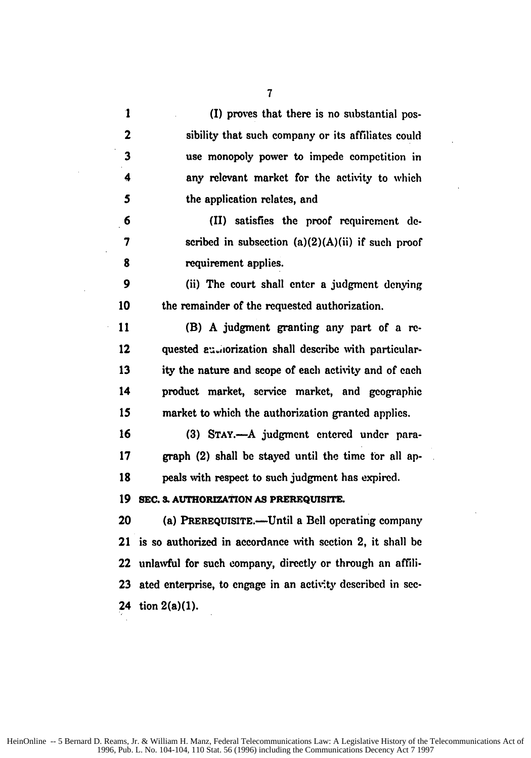(I) proves that there is no substantial possibility that such company or its affiliates could use monopoly power to impede competition in any relevant market for the activity to which the application relates, and

(II) satisfies the proof requirement described in subsection (a)(2)(A)(ii) if such proof requirement applies.

(ii) The court shall enter a judgment denying the remainder of the requested authorization.

(B) A judgment granting any part of a requested authorization shall describe with particularity the nature and scope of each activity and of each product market, service market, and geographic market to which the authorization granted applies.

(3) STAY.—A judgment entered under paragraph (2) shall be stayed until the time for all appeals with respect to such judgment has expired.

**SEC. 3. AUTHORIZATION AS PREREQUISITE.**

(a) PREREQUISITE.—Until a Bell operating company is so authorized in accordance with section 2, it shall be unlawful for such company, directly or through an affiliated enterprise, to engage in an activity described in section 2(a)(1).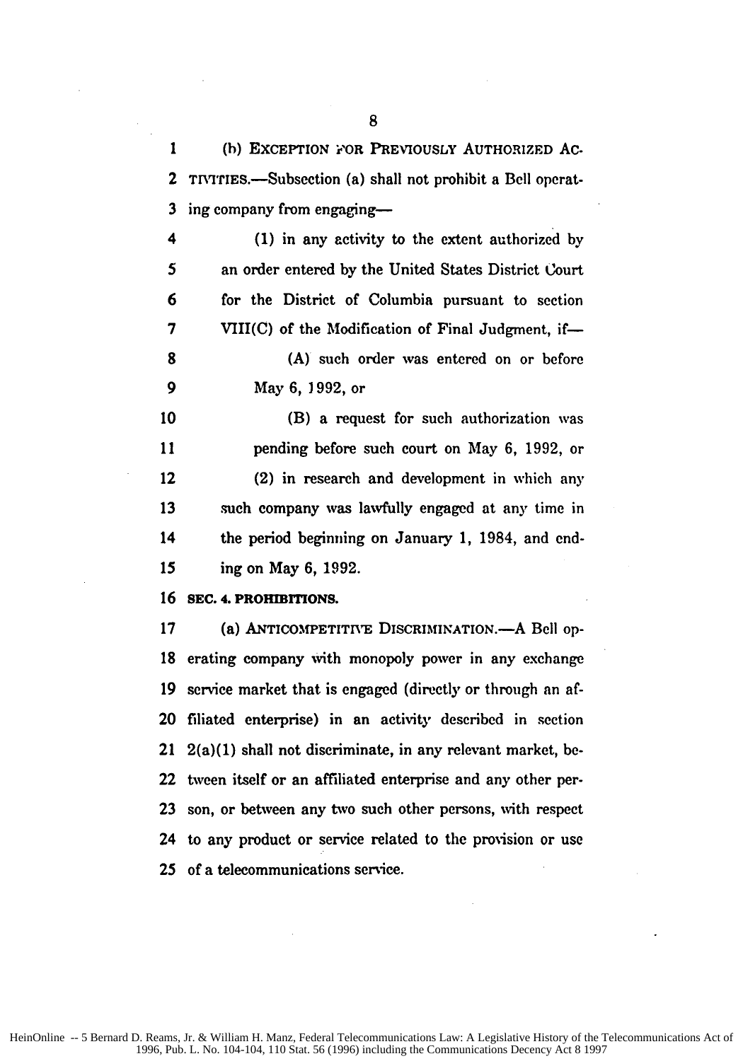(b) EXCEPTION FOR PREVIOUSLY AUTHORIZED ACTIVITIES.—Subsection (a) shall not prohibit a Bell operating company from engaging—

(1) in any activity to the extent authorized by an order entered by the United States District Court for the District of Columbia pursuant to section VIII(C) of the Modification of Final Judgment, if—

(A) such order was entered on or before May 6, 1992, or

(B) a request for such authorization was pending before such court on May 6, 1992, or

(2) in research and development in which any such company was lawfully engaged at any time in the period beginning on January 1, 1984, and ending on May 6, 1992.

**SEC. 4. PROHIBITIONS.**

(a) ANTICOMPETITIVE DISCRIMINATION.—A Bell operating company with monopoly power in any exchange service market that is engaged (directly or through an affiliated enterprise) in an activity described in section 2(a)(1) shall not discriminate, in any relevant market, between itself or an affiliated enterprise and any other person, or between any two such other persons, with respect to any product or service related to the provision or use of a telecommunications service.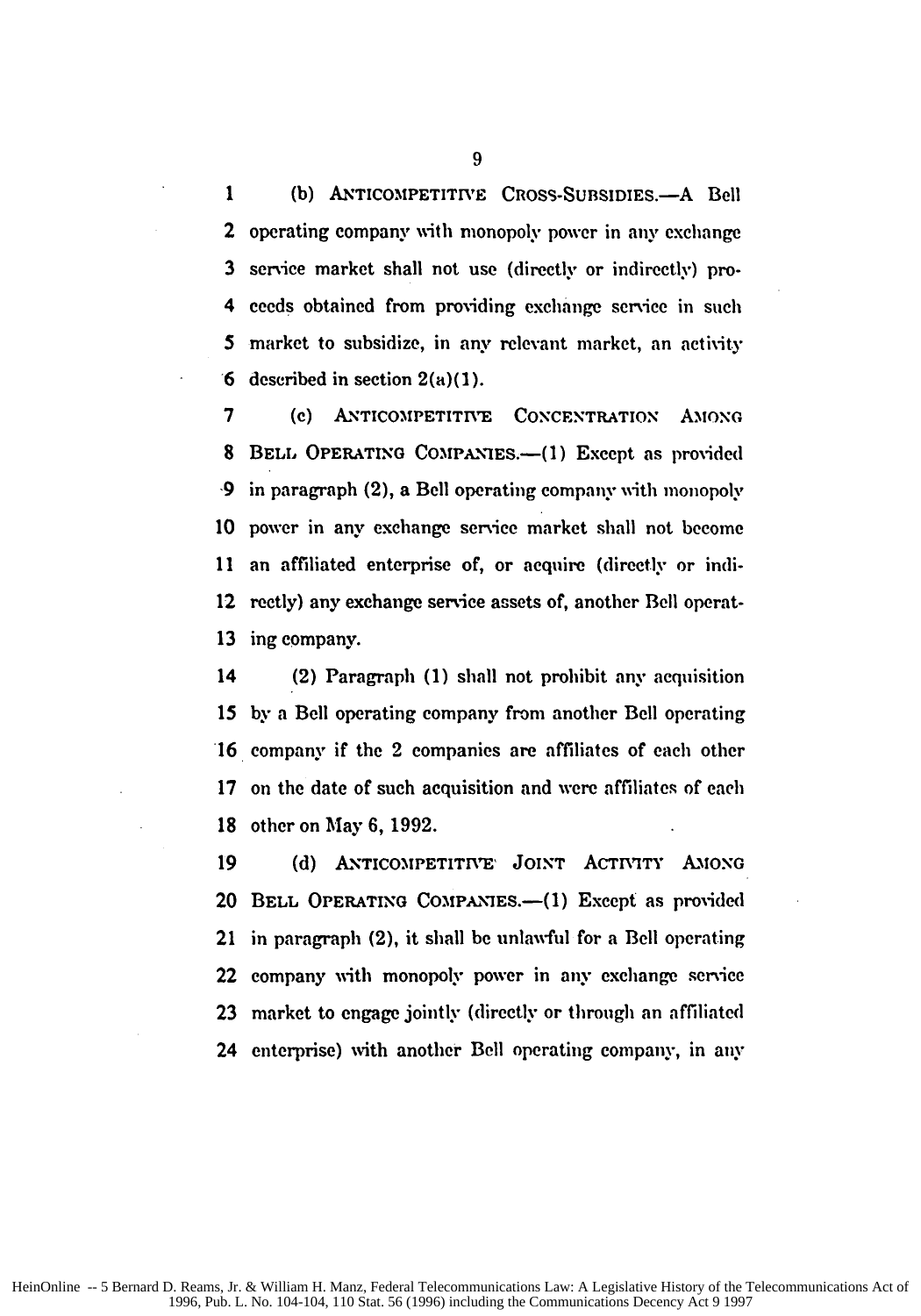(b) ANTICOMPETITIVE CROSS-SUBSIDIES.—A Bell operating company with monopoly power in any exchange service market shall not use (directly or indirectly) proceeds obtained from providing exchange service in such market to subsidize, in any relevant market, an activity described in section 2(a)(1).

(c) ANTICOMPETITIVE CONCENTRATION AMONG BELL OPERATING COMPANIES.—(1) Except as provided in paragraph (2), a Bell operating company with monopoly power in any exchange service market shall not become an affiliated enterprise of, or acquire (directly or indirectly) any exchange service assets of, another Bell operating company.

(2) Paragraph (1) shall not prohibit any acquisition by a Bell operating company from another Bell operating company if the 2 companies are affiliates of each other on the date of such acquisition and were affiliates of each other on May 6, 1992.

(d) ANTICOMPETITIVE JOINT ACTIVITY AMONG BELL OPERATING COMPANIES.—(1) Except as provided in paragraph (2), it shall be unlawful for a Bell operating company with monopoly power in any exchange service market to engage jointly (directly or through an affiliated enterprise) with another Bell operating company, in any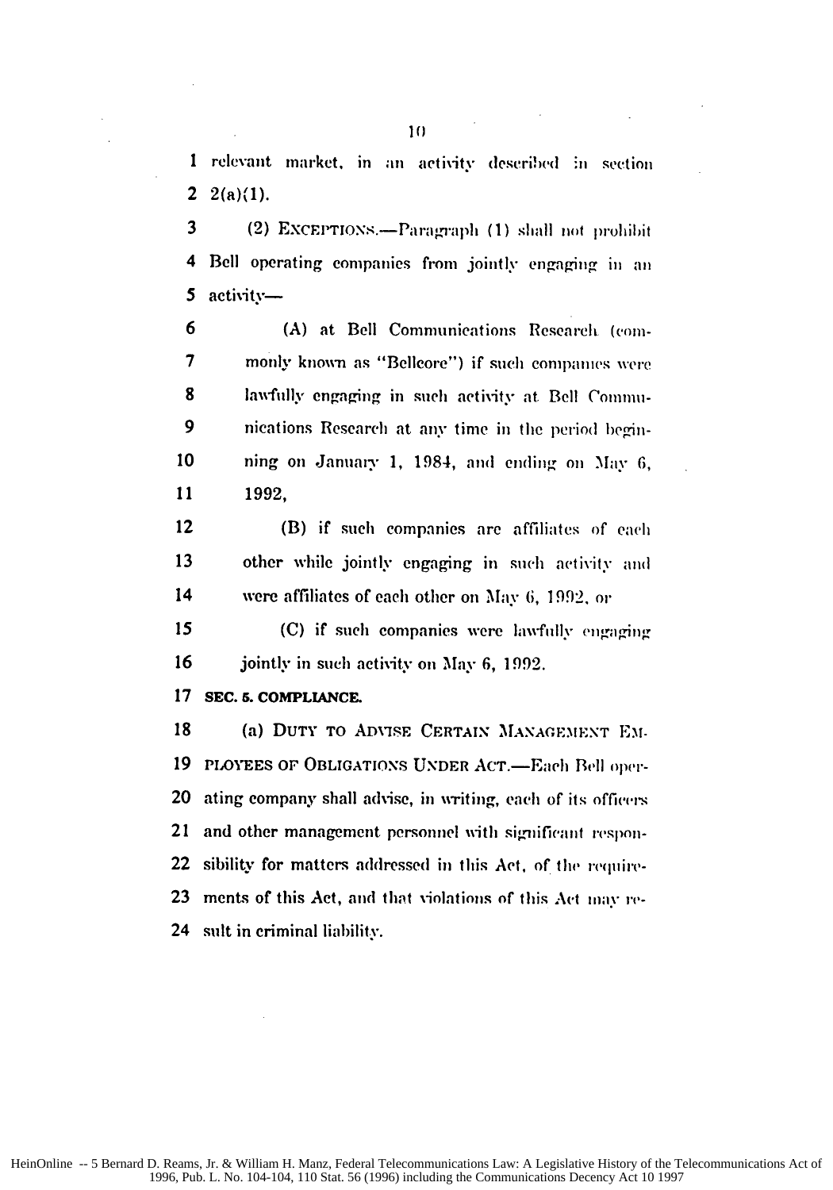relevant market, in an activity described in section 2(a)(1).

(2) EXCEPTIONS.—Paragraph (1) shall not prohibit Bell operating companies from jointly engaging in an activity—

(A) at Bell Communications Research (commonly known as "Bellcore") if such companies were lawfully engaging in such activity at Bell Communications Research at any time in the period beginning on January 1, 1984, and ending on May 6, 1992,

(B) if such companies are affiliates of each other while jointly engaging in such activity and were affiliates of each other on May 6, 1992, or

(C) if such companies were lawfully engaging jointly in such activity on May 6, 1992.

**SEC. 5. COMPLIANCE.**

(a) DUTY TO ADVISE CERTAIN MANAGEMENT EMPLOYEES OF OBLIGATIONS UNDER ACT.—Each Bell operating company shall advise, in writing, each of its officers and other management personnel with significant responsibility for matters addressed in this Act, of the requirements of this Act, and that violations of this Act may result in criminal liability.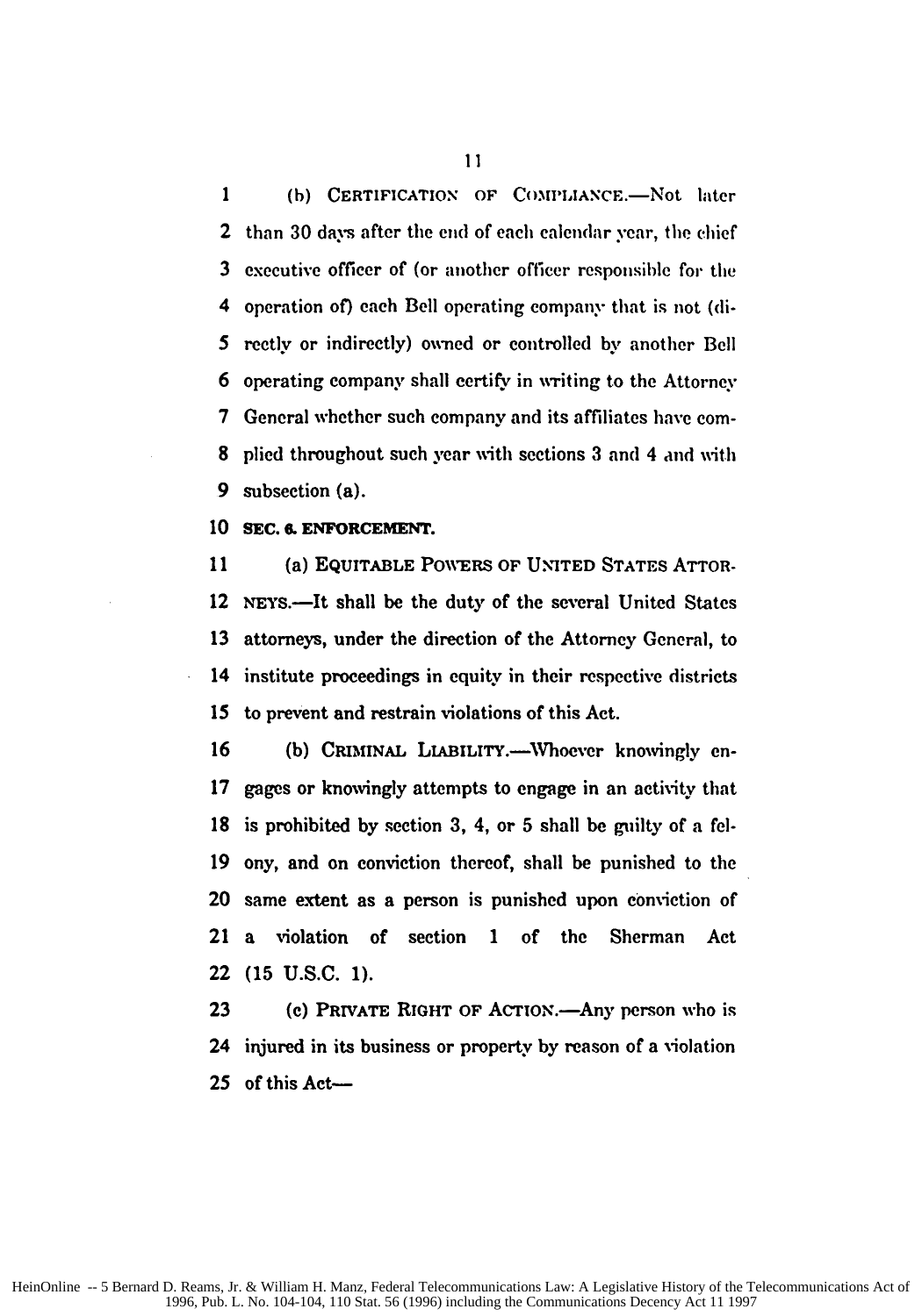(b) CERTIFICATION OF COMPLIANCE.—Not later than 30 days after the end of each calendar year, the chief executive officer of (or another officer responsible for the operation of) each Bell operating company that is not (directly or indirectly) owned or controlled by another Bell operating company shall certify in writing to the Attorney General whether such company and its affiliates have complied throughout such year with sections 3 and 4 and with subsection (a).

**SEC. 6. ENFORCEMENT.**

(a) EQUITABLE POWERS OF UNITED STATES ATTORNEYS.—It shall be the duty of the several United States attorneys, under the direction of the Attorney General, to institute proceedings in equity in their respective districts to prevent and restrain violations of this Act.

(b) CRIMINAL LIABILITY.—Whoever knowingly engages or knowingly attempts to engage in an activity that is prohibited by section 3, 4, or 5 shall be guilty of a felony, and on conviction thereof, shall be punished to the same extent as a person is punished upon conviction of a violation of section 1 of the Sherman Act (15 U.S.C. 1).

(c) PRIVATE RIGHT OF ACTION.—Any person who is injured in its business or property by reason of a violation of this Act—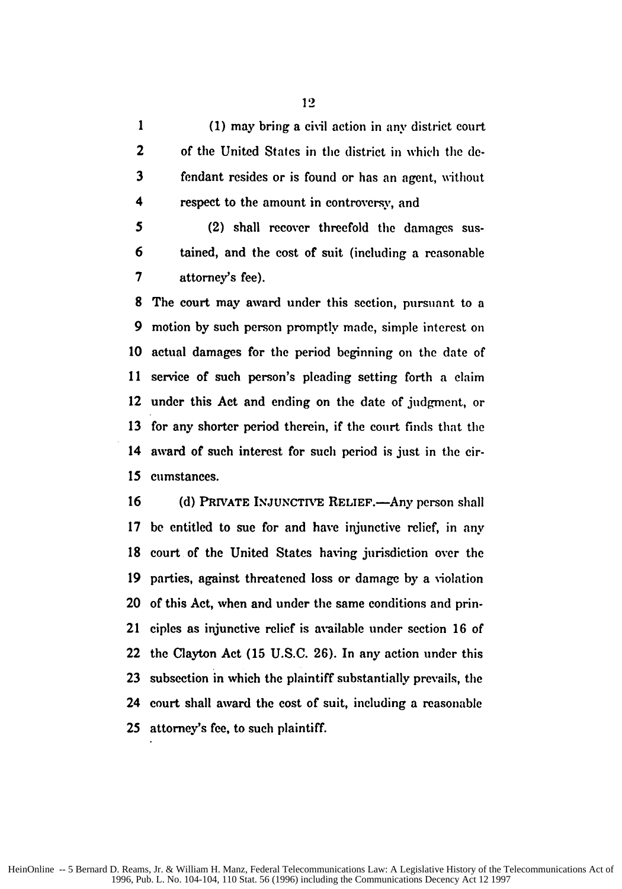(1) may bring a civil action in any district court of the United States in the district in which the defendant resides or is found or has an agent, without respect to the amount in controversy, and

(2) shall recover threefold the damages sustained, and the cost of suit (including a reasonable attorney's fee).

The court may award under this section, pursuant to a motion by such person promptly made, simple interest on actual damages for the period beginning on the date of service of such person's pleading setting forth a claim under this Act and ending on the date of judgment, or for any shorter period therein, if the court finds that the award of such interest for such period is just in the circumstances.

(d) PRIVATE INJUNCTIVE RELIEF.—Any person shall be entitled to sue for and have injunctive relief, in any court of the United States having jurisdiction over the parties, against threatened loss or damage by a violation of this Act, when and under the same conditions and principles as injunctive relief is available under section 16 of the Clayton Act (15 U.S.C. 26). In any action under this subsection in which the plaintiff substantially prevails, the court shall award the cost of suit, including a reasonable attorney's fee, to such plaintiff.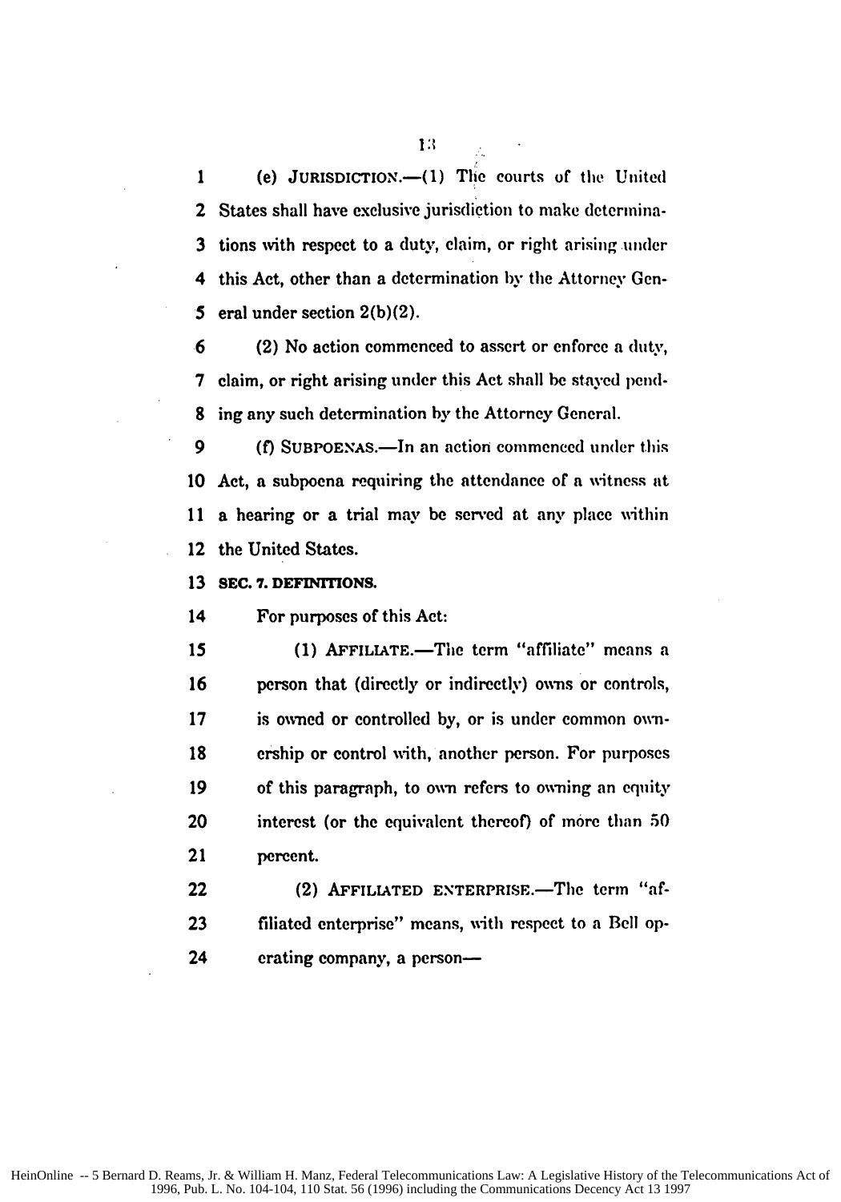(e) JURISDICTION.—(1) The courts of the United States shall have exclusive jurisdiction to make determinations with respect to a duty, claim, or right arising under this Act, other than a determination by the Attorney General under section 2(b)(2).

(2) No action commenced to assert or enforce a duty, claim, or right arising under this Act shall be stayed pending any such determination by the Attorney General.

(f) SUBPOENAS.—In an action commenced under this Act, a subpoena requiring the attendance of a witness at a hearing or a trial may be served at any place within the United States.

**SEC. 7. DEFINITIONS.**

For purposes of this Act:

(1) AFFILIATE.—The term "affiliate" means a person that (directly or indirectly) owns or controls, is owned or controlled by, or is under common ownership or control with, another person. For purposes of this paragraph, to own refers to owning an equity interest (or the equivalent thereof) of more than 50 percent.

(2) AFFILIATED ENTERPRISE.—The term "affiliated enterprise" means, with respect to a Bell operating company, a person—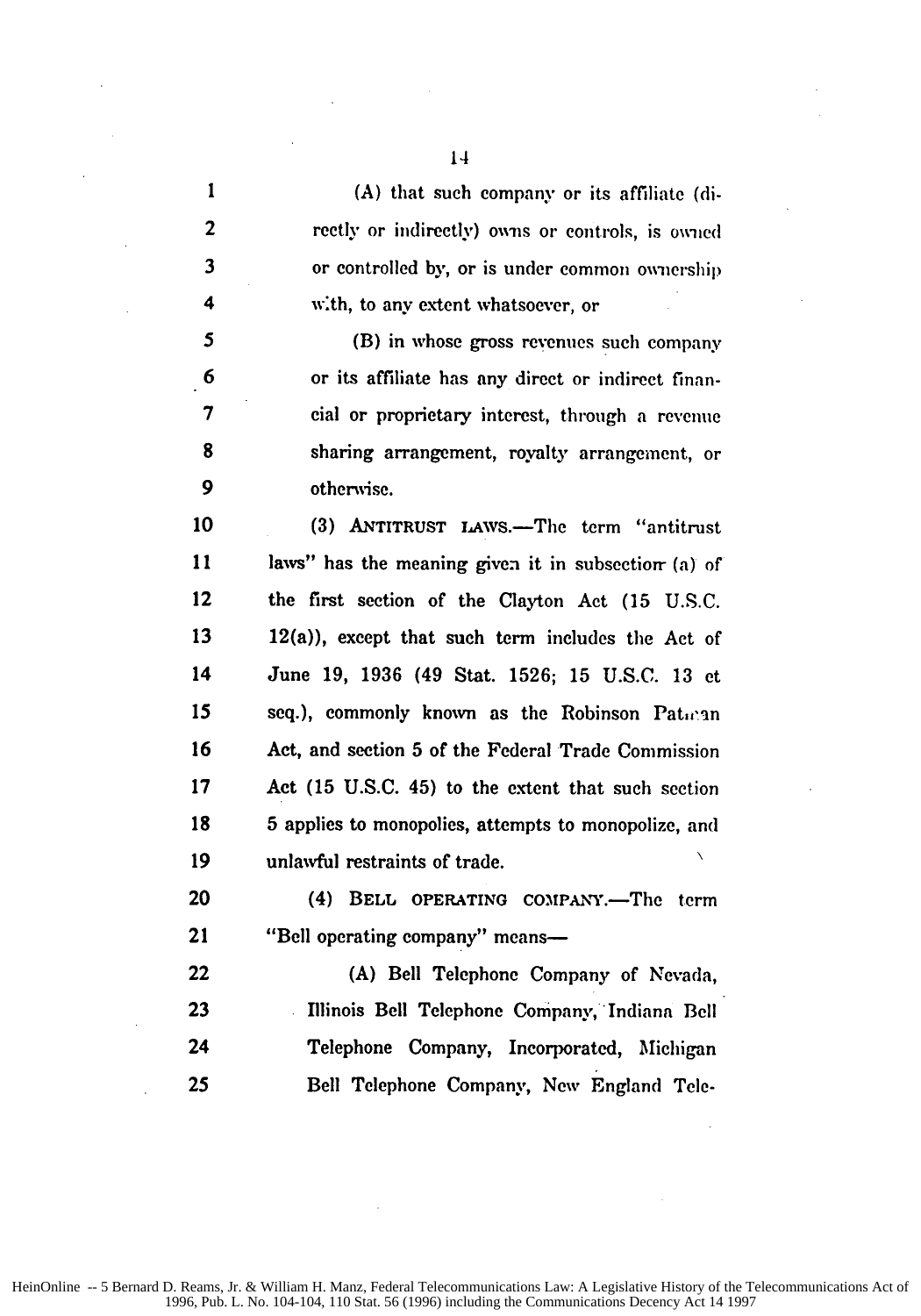(A) that such company or its affiliate (directly or indirectly) owns or controls, is owned or controlled by, or is under common ownership with, to any extent whatsoever, or

(B) in whose gross revenues such company or its affiliate has any direct or indirect financial or proprietary interest, through a revenue sharing arrangement, royalty arrangement, or otherwise.

(3) ANTITRUST LAWS.—The term "antitrust laws" has the meaning given it in subsection (a) of the first section of the Clayton Act (15 U.S.C. 12(a)), except that such term includes the Act of June 19, 1936 (49 Stat. 1526; 15 U.S.C. 13 et seq.), commonly known as the Robinson Patman Act, and section 5 of the Federal Trade Commission Act (15 U.S.C. 45) to the extent that such section 5 applies to monopolies, attempts to monopolize, and unlawful restraints of trade.

(4) BELL OPERATING COMPANY.—The term "Bell operating company" means—

(A) Bell Telephone Company of Nevada, Illinois Bell Telephone Company, Indiana Bell Telephone Company, Incorporated, Michigan Bell Telephone Company, New England Tele-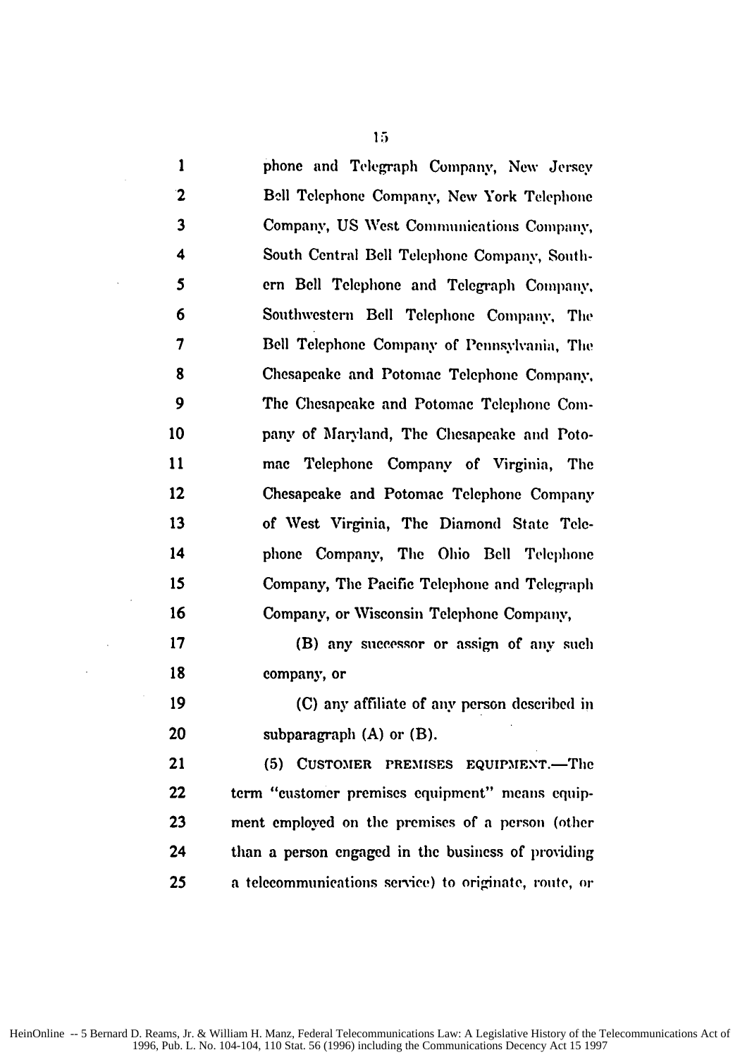phone and Telegraph Company, New Jersey Bell Telephone Company, New York Telephone Company, US West Communications Company, South Central Bell Telephone Company, Southern Bell Telephone and Telegraph Company, Southwestern Bell Telephone Company, The Bell Telephone Company of Pennsylvania, The Chesapeake and Potomac Telephone Company, The Chesapeake and Potomac Telephone Company of Maryland, The Chesapeake and Potomac Telephone Company of Virginia, The Chesapeake and Potomac Telephone Company of West Virginia, The Diamond State Telephone Company, The Ohio Bell Telephone Company, The Pacific Telephone and Telegraph Company, or Wisconsin Telephone Company,

(B) any successor or assign of any such company, or

(C) any affiliate of any person described in subparagraph (A) or (B).

(5) CUSTOMER PREMISES EQUIPMENT.—The term "customer premises equipment" means equipment employed on the premises of a person (other than a person engaged in the business of providing a telecommunications service) to originate, route, or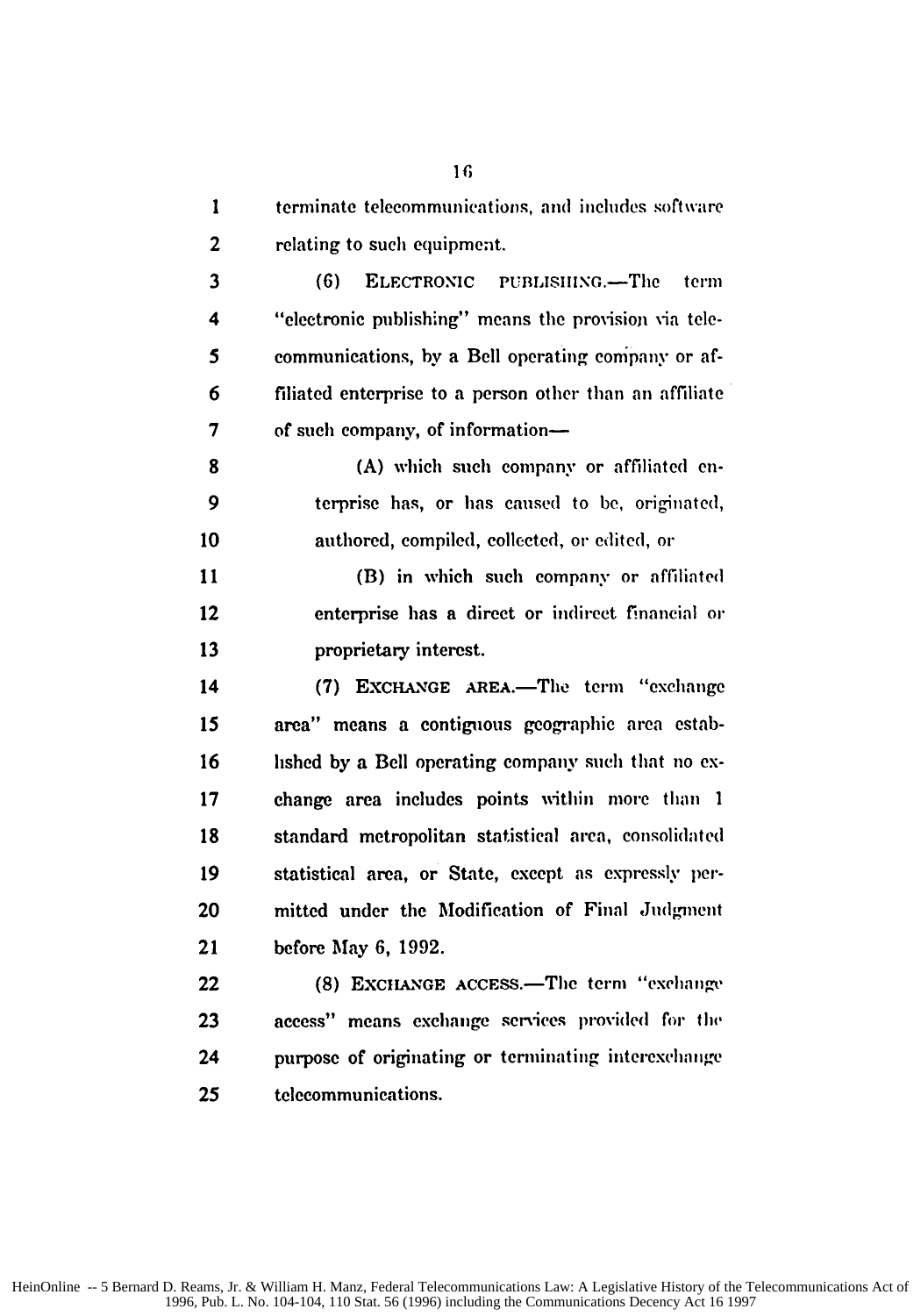terminate telecommunications, and includes software relating to such equipment.

(6) ELECTRONIC PUBLISHING.—The term "electronic publishing" means the provision via telecommunications, by a Bell operating company or affiliated enterprise to a person other than an affiliate of such company, of information—

(A) which such company or affiliated enterprise has, or has caused to be, originated, authored, compiled, collected, or edited, or

(B) in which such company or affiliated enterprise has a direct or indirect financial or proprietary interest.

(7) EXCHANGE AREA.—The term "exchange area" means a contiguous geographic area established by a Bell operating company such that no exchange area includes points within more than 1 standard metropolitan statistical area, consolidated statistical area, or State, except as expressly permitted under the Modification of Final Judgment before May 6, 1992.

(8) EXCHANGE ACCESS.—The term "exchange access" means exchange services provided for the purpose of originating or terminating interexchange telecommunications.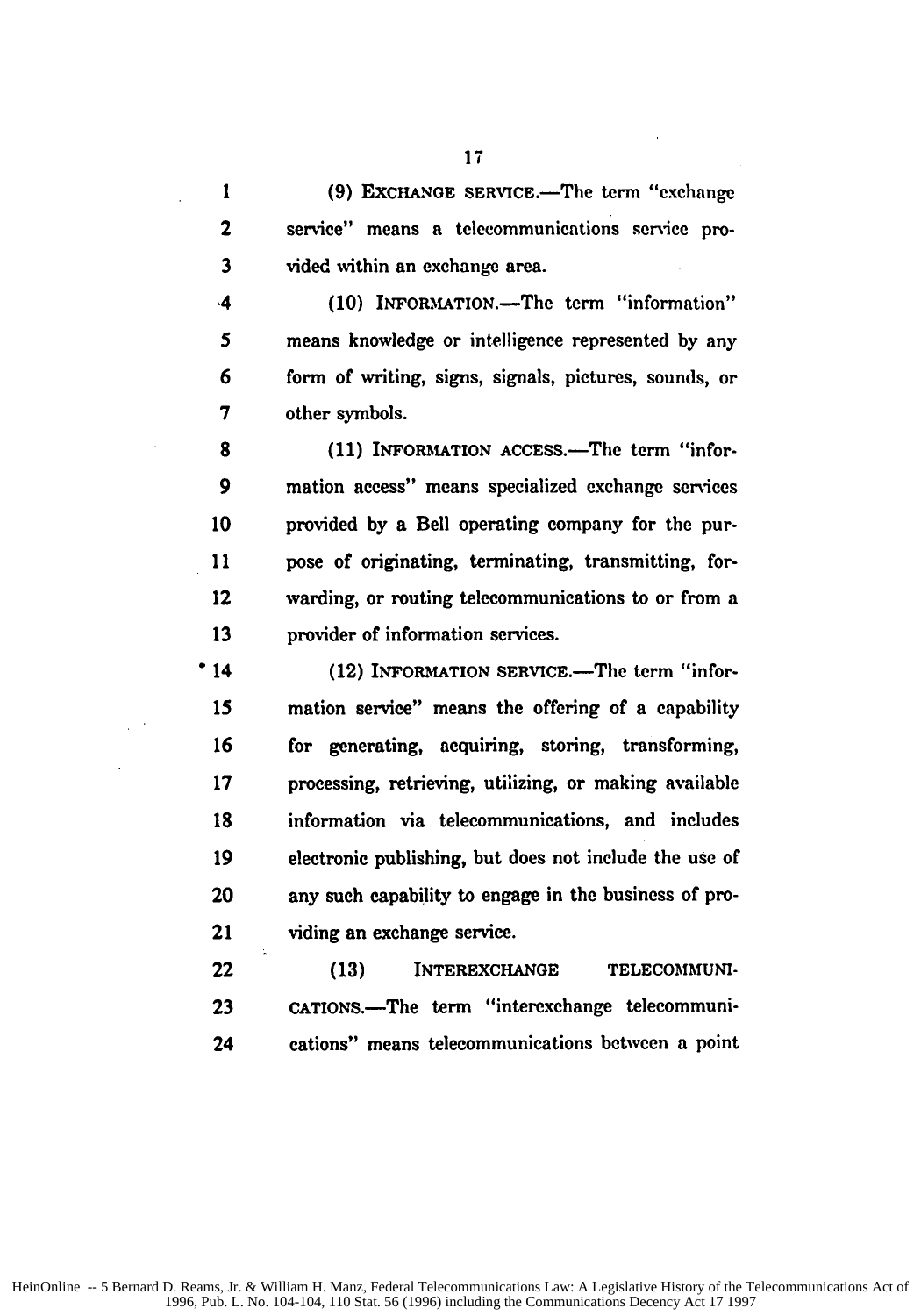(9) EXCHANGE SERVICE.—The term "exchange service" means a telecommunications service provided within an exchange area.

(10) INFORMATION.—The term "information" means knowledge or intelligence represented by any form of writing, signs, signals, pictures, sounds, or other symbols.

(11) INFORMATION ACCESS.—The term "information access" means specialized exchange services provided by a Bell operating company for the purpose of originating, terminating, transmitting, forwarding, or routing telecommunications to or from a provider of information services.

(12) INFORMATION SERVICE.—The term "information service" means the offering of a capability for generating, acquiring, storing, transforming, processing, retrieving, utilizing, or making available information via telecommunications, and includes electronic publishing, but does not include the use of any such capability to engage in the business of providing an exchange service.

(13) INTEREXCHANGE TELECOMMUNICATIONS.—The term "interexchange telecommunications" means telecommunications between a point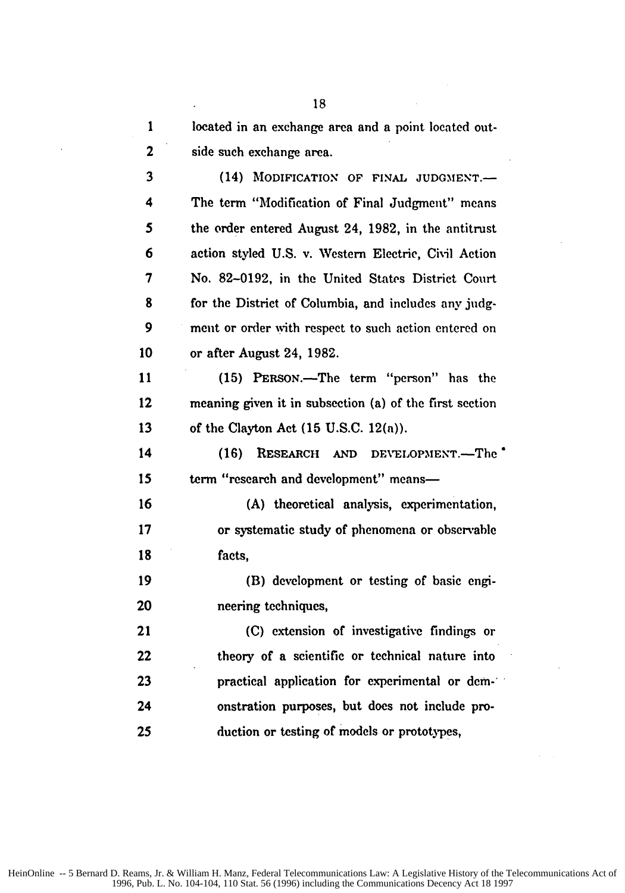located in an exchange area and a point located outside such exchange area.

(14) MODIFICATION OF FINAL JUDGMENT.—The term "Modification of Final Judgment" means the order entered August 24, 1982, in the antitrust action styled U.S. v. Western Electric, Civil Action No. 82-0192, in the United States District Court for the District of Columbia, and includes any judgment or order with respect to such action entered on or after August 24, 1982.

(15) PERSON.—The term "person" has the meaning given it in subsection (a) of the first section of the Clayton Act (15 U.S.C. 12(a)).

(16) RESEARCH AND DEVELOPMENT.—The term "research and development" means—

(A) theoretical analysis, experimentation, or systematic study of phenomena or observable facts,

(B) development or testing of basic engineering techniques,

(C) extension of investigative findings or theory of a scientific or technical nature into practical application for experimental or demonstration purposes, but does not include production or testing of models or prototypes,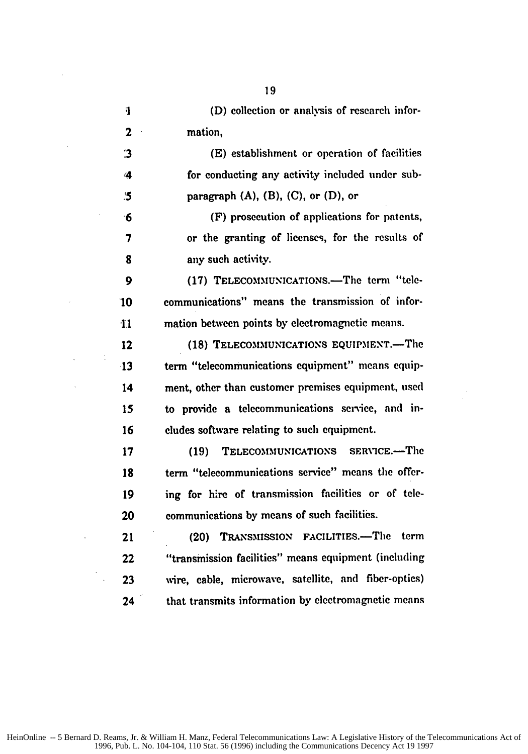(D) collection or analysis of research information,

(E) establishment or operation of facilities for conducting any activity included under subparagraph (A), (B), (C), or (D), or

(F) prosecution of applications for patents, or the granting of licenses, for the results of any such activity.

(17) TELECOMMUNICATIONS.—The term "telecommunications" means the transmission of information between points by electromagnetic means.

(18) TELECOMMUNICATIONS EQUIPMENT.—The term "telecommunications equipment" means equipment, other than customer premises equipment, used to provide a telecommunications service, and includes software relating to such equipment.

(19) TELECOMMUNICATIONS SERVICE.—The term "telecommunications service" means the offering for hire of transmission facilities or of telecommunications by means of such facilities.

(20) TRANSMISSION FACILITIES.—The term "transmission facilities" means equipment (including wire, cable, microwave, satellite, and fiber-optics) that transmits information by electromagnetic means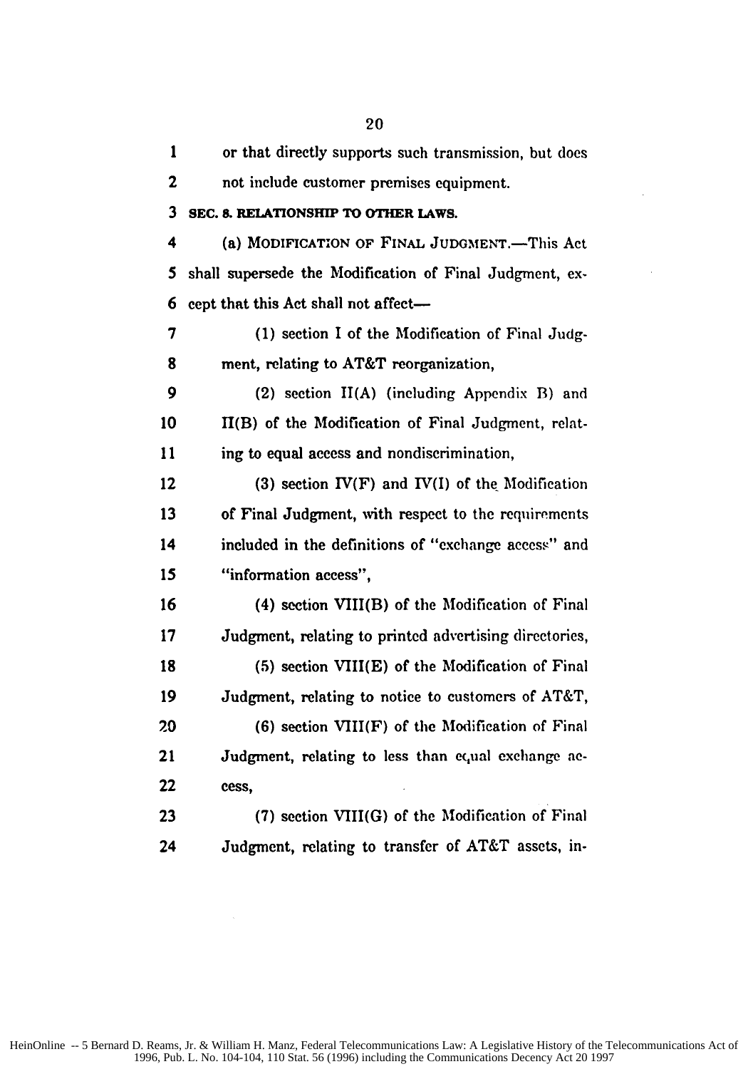or that directly supports such transmission, but does not include customer premises equipment.

**SEC. 8. RELATIONSHIP TO OTHER LAWS.**

(a) MODIFICATION OF FINAL JUDGMENT.—This Act shall supersede the Modification of Final Judgment, except that this Act shall not affect—

(1) section I of the Modification of Final Judgment, relating to AT&T reorganization,

(2) section II(A) (including Appendix B) and II(B) of the Modification of Final Judgment, relating to equal access and nondiscrimination,

(3) section IV(F) and IV(I) of the Modification of Final Judgment, with respect to the requirements included in the definitions of "exchange access" and "information access",

(4) section VIII(B) of the Modification of Final Judgment, relating to printed advertising directories,

(5) section VIII(E) of the Modification of Final Judgment, relating to notice to customers of AT&T,

(6) section VIII(F) of the Modification of Final Judgment, relating to less than equal exchange access,

(7) section VIII(G) of the Modification of Final Judgment, relating to transfer of AT&T assets, in-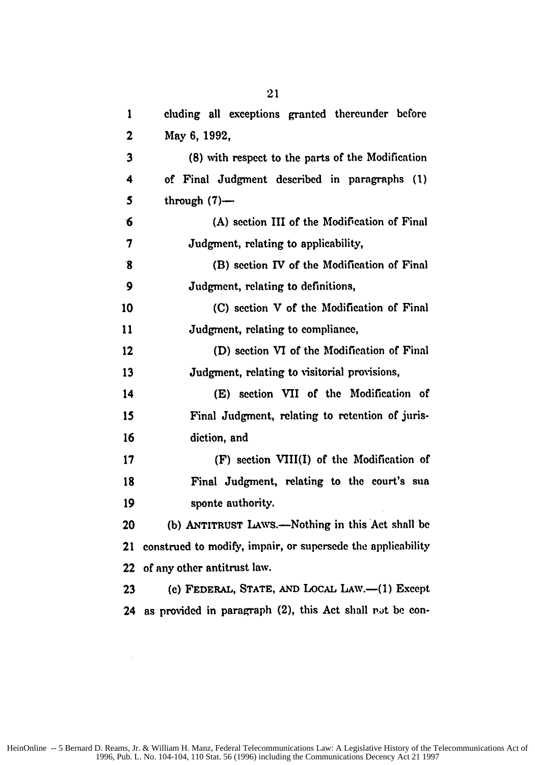cluding all exceptions granted thereunder before May 6, 1992,

(8) with respect to the parts of the Modification of Final Judgment described in paragraphs (1) through (7)—

(A) section III of the Modification of Final Judgment, relating to applicability,

(B) section IV of the Modification of Final Judgment, relating to definitions,

(C) section V of the Modification of Final Judgment, relating to compliance,

(D) section VI of the Modification of Final Judgment, relating to visitorial provisions,

(E) section VII of the Modification of Final Judgment, relating to retention of jurisdiction, and

(F) section VIII(I) of the Modification of Final Judgment, relating to the court's sua sponte authority.

(b) ANTITRUST LAWS.—Nothing in this Act shall be construed to modify, impair, or supersede the applicability of any other antitrust law.

(c) FEDERAL, STATE, AND LOCAL LAW.—(1) Except as provided in paragraph (2), this Act shall not be con-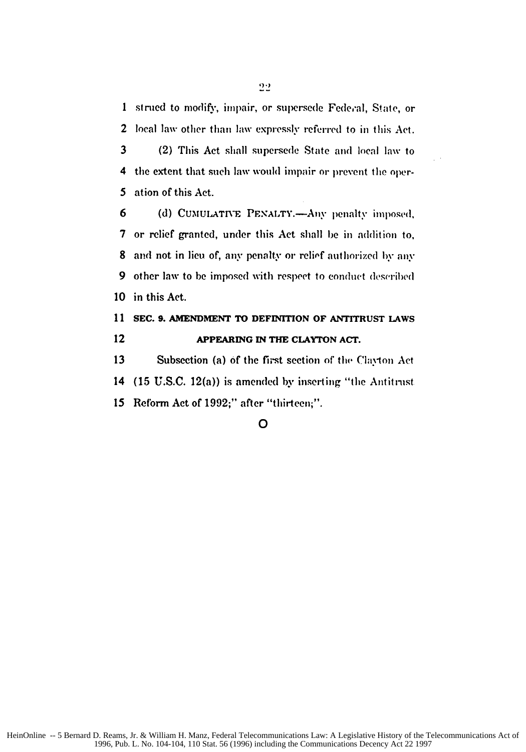strued to modify, impair, or supersede Federal, State, or local law other than law expressly referred to in this Act.

(2) This Act shall supersede State and local law to the extent that such law would impair or prevent the operation of this Act.

(d) CUMULATIVE PENALTY.—Any penalty imposed, or relief granted, under this Act shall be in addition to, and not in lieu of, any penalty or relief authorized by any other law to be imposed with respect to conduct described in this Act.

**SEC. 9. AMENDMENT TO DEFINITION OF ANTITRUST LAWS APPEARING IN THE CLAYTON ACT.**

Subsection (a) of the first section of the Clayton Act (15 U.S.C. 12(a)) is amended by inserting "the Antitrust Reform Act of 1992;" after "thirteen;".

O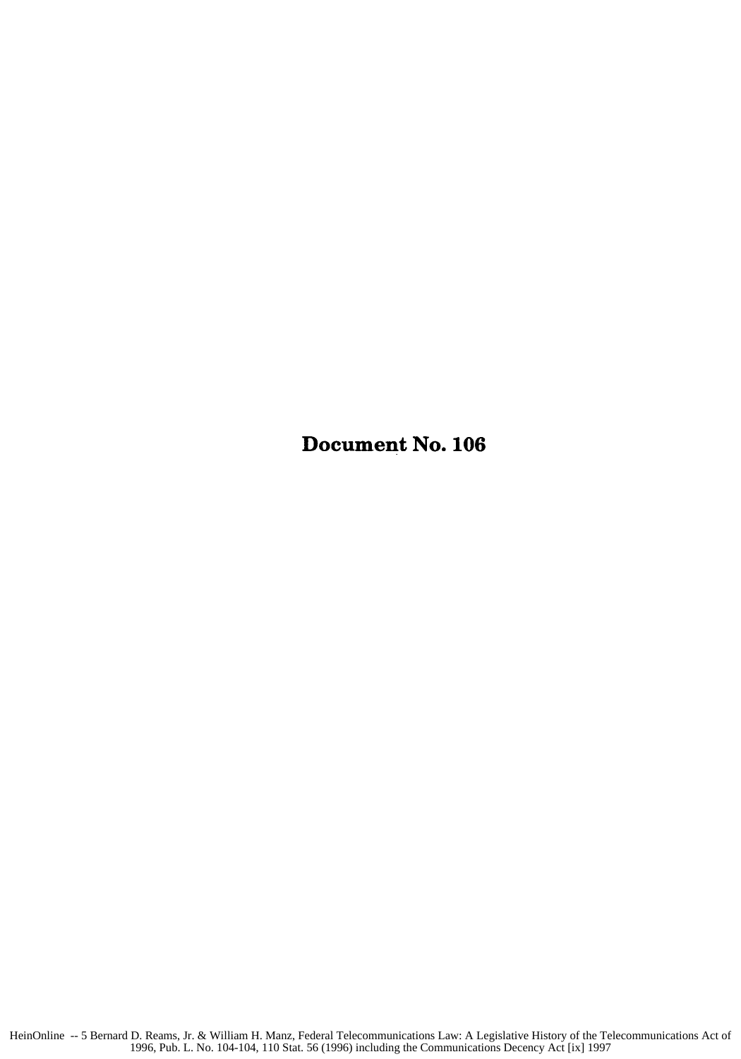# Document No. 106